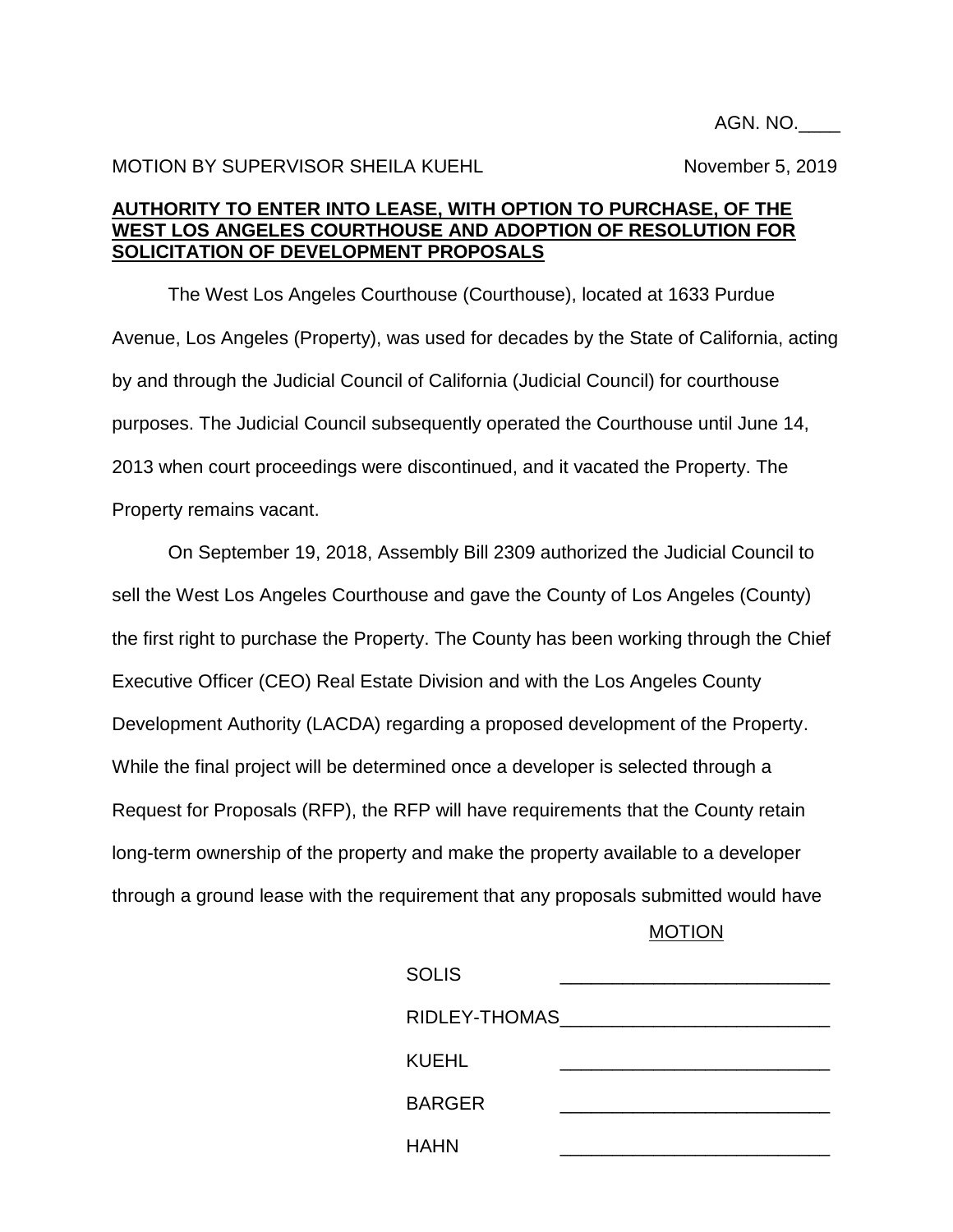AGN. NO.____

MOTION BY SUPERVISOR SHEILA KUEHL November 5, 2019

**AUTHORITY TO ENTER INTO LEASE, WITH OPTION TO PURCHASE, OF THE WEST LOS ANGELES COURTHOUSE AND ADOPTION OF RESOLUTION FOR SOLICITATION OF DEVELOPMENT PROPOSALS**

The West Los Angeles Courthouse (Courthouse), located at 1633 Purdue Avenue, Los Angeles (Property), was used for decades by the State of California, acting by and through the Judicial Council of California (Judicial Council) for courthouse purposes. The Judicial Council subsequently operated the Courthouse until June 14, 2013 when court proceedings were discontinued, and it vacated the Property. The Property remains vacant.

On September 19, 2018, Assembly Bill 2309 authorized the Judicial Council to sell the West Los Angeles Courthouse and gave the County of Los Angeles (County) the first right to purchase the Property. The County has been working through the Chief Executive Officer (CEO) Real Estate Division and with the Los Angeles County Development Authority (LACDA) regarding a proposed development of the Property. While the final project will be determined once a developer is selected through a Request for Proposals (RFP), the RFP will have requirements that the County retain long-term ownership of the property and make the property available to a developer through a ground lease with the requirement that any proposals submitted would have

MOTION

| | |
|---|---|
| SOLIS | _______________ |
| RIDLEY-THOMAS | _______________ |
| KUEHL | _______________ |
| BARGER | _______________ |
| HAHN | _______________ |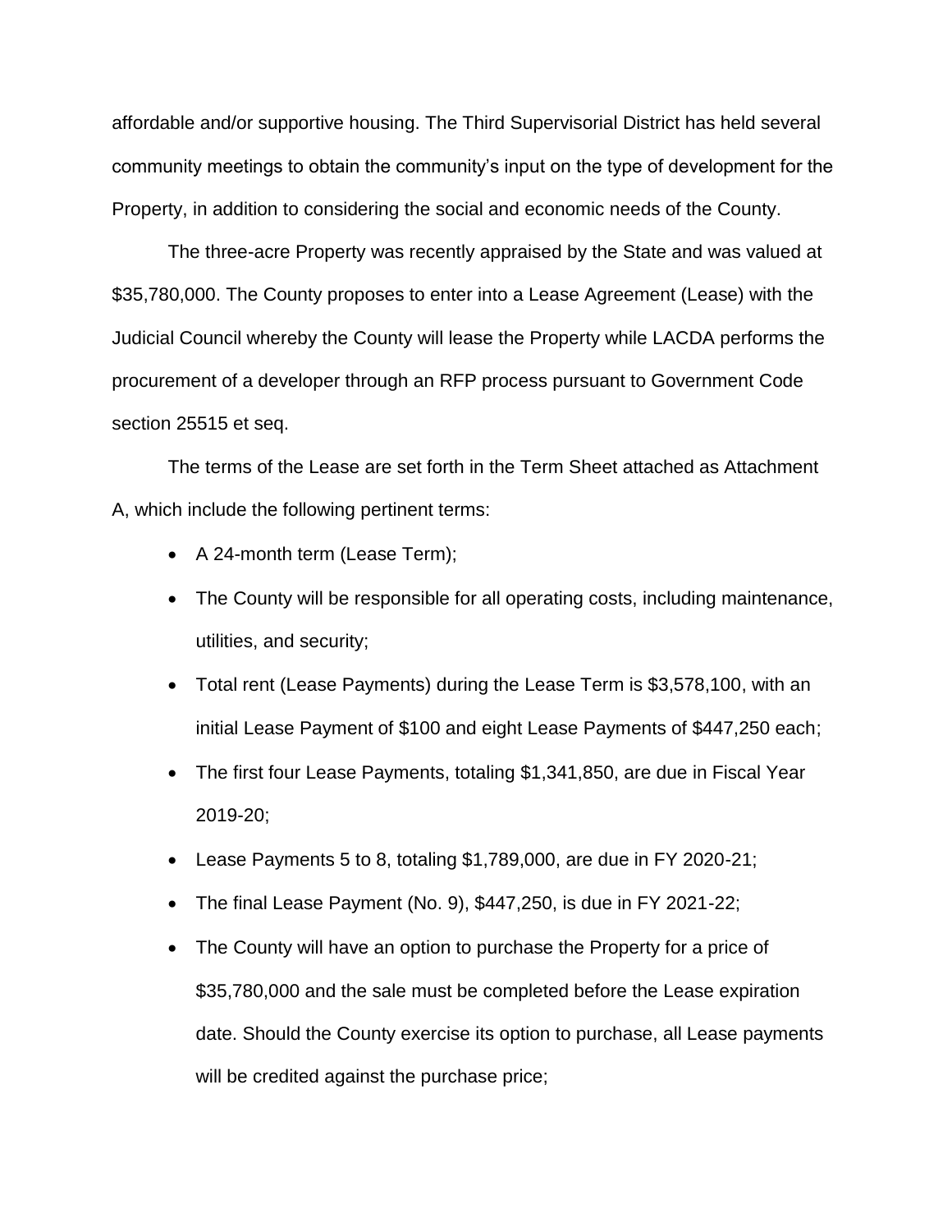affordable and/or supportive housing. The Third Supervisorial District has held several community meetings to obtain the community's input on the type of development for the Property, in addition to considering the social and economic needs of the County.

The three-acre Property was recently appraised by the State and was valued at $35,780,000. The County proposes to enter into a Lease Agreement (Lease) with the Judicial Council whereby the County will lease the Property while LACDA performs the procurement of a developer through an RFP process pursuant to Government Code section 25515 et seq.

The terms of the Lease are set forth in the Term Sheet attached as Attachment A, which include the following pertinent terms:

- A 24-month term (Lease Term);
- The County will be responsible for all operating costs, including maintenance, utilities, and security;
- Total rent (Lease Payments) during the Lease Term is $3,578,100, with an initial Lease Payment of $100 and eight Lease Payments of $447,250 each;
- The first four Lease Payments, totaling $1,341,850, are due in Fiscal Year 2019-20;
- Lease Payments 5 to 8, totaling $1,789,000, are due in FY 2020-21;
- The final Lease Payment (No. 9), $447,250, is due in FY 2021-22;
- The County will have an option to purchase the Property for a price of $35,780,000 and the sale must be completed before the Lease expiration date. Should the County exercise its option to purchase, all Lease payments will be credited against the purchase price;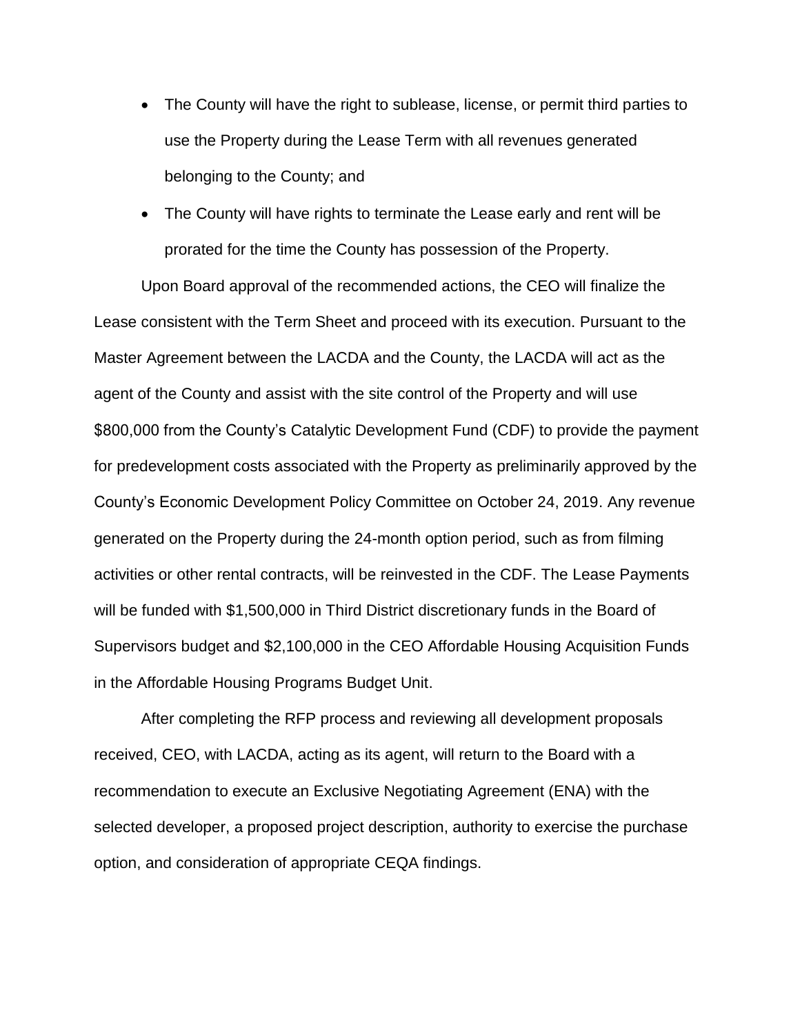- The County will have the right to sublease, license, or permit third parties to use the Property during the Lease Term with all revenues generated belonging to the County; and
- The County will have rights to terminate the Lease early and rent will be prorated for the time the County has possession of the Property.

Upon Board approval of the recommended actions, the CEO will finalize the Lease consistent with the Term Sheet and proceed with its execution. Pursuant to the Master Agreement between the LACDA and the County, the LACDA will act as the agent of the County and assist with the site control of the Property and will use $800,000 from the County's Catalytic Development Fund (CDF) to provide the payment for predevelopment costs associated with the Property as preliminarily approved by the County's Economic Development Policy Committee on October 24, 2019. Any revenue generated on the Property during the 24-month option period, such as from filming activities or other rental contracts, will be reinvested in the CDF. The Lease Payments will be funded with $1,500,000 in Third District discretionary funds in the Board of Supervisors budget and $2,100,000 in the CEO Affordable Housing Acquisition Funds in the Affordable Housing Programs Budget Unit.

After completing the RFP process and reviewing all development proposals received, CEO, with LACDA, acting as its agent, will return to the Board with a recommendation to execute an Exclusive Negotiating Agreement (ENA) with the selected developer, a proposed project description, authority to exercise the purchase option, and consideration of appropriate CEQA findings.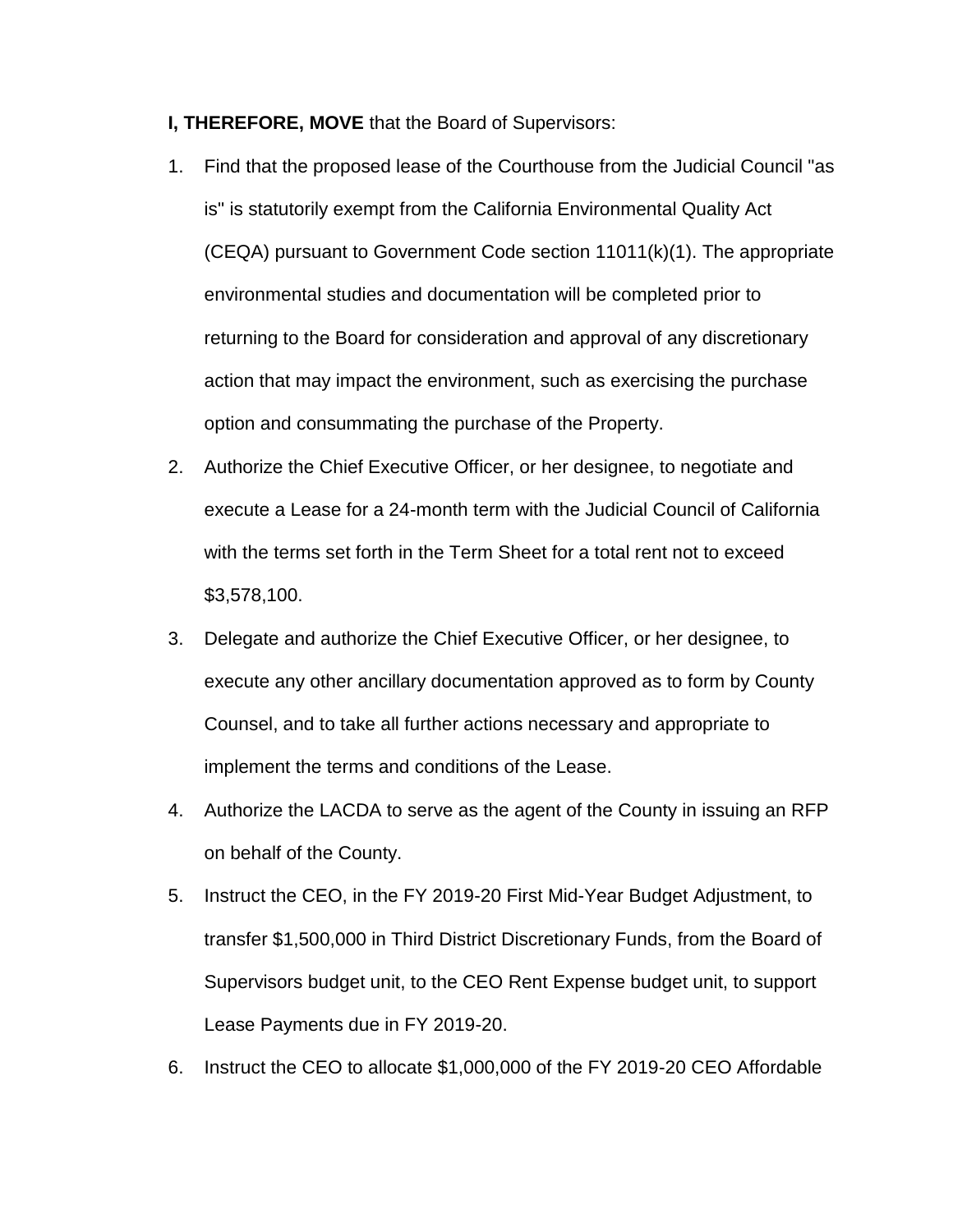**I, THEREFORE, MOVE** that the Board of Supervisors:

1. Find that the proposed lease of the Courthouse from the Judicial Council "as is" is statutorily exempt from the California Environmental Quality Act (CEQA) pursuant to Government Code section 11011(k)(1). The appropriate environmental studies and documentation will be completed prior to returning to the Board for consideration and approval of any discretionary action that may impact the environment, such as exercising the purchase option and consummating the purchase of the Property.
2. Authorize the Chief Executive Officer, or her designee, to negotiate and execute a Lease for a 24-month term with the Judicial Council of California with the terms set forth in the Term Sheet for a total rent not to exceed $3,578,100.
3. Delegate and authorize the Chief Executive Officer, or her designee, to execute any other ancillary documentation approved as to form by County Counsel, and to take all further actions necessary and appropriate to implement the terms and conditions of the Lease.
4. Authorize the LACDA to serve as the agent of the County in issuing an RFP on behalf of the County.
5. Instruct the CEO, in the FY 2019-20 First Mid-Year Budget Adjustment, to transfer $1,500,000 in Third District Discretionary Funds, from the Board of Supervisors budget unit, to the CEO Rent Expense budget unit, to support Lease Payments due in FY 2019-20.
6. Instruct the CEO to allocate $1,000,000 of the FY 2019-20 CEO Affordable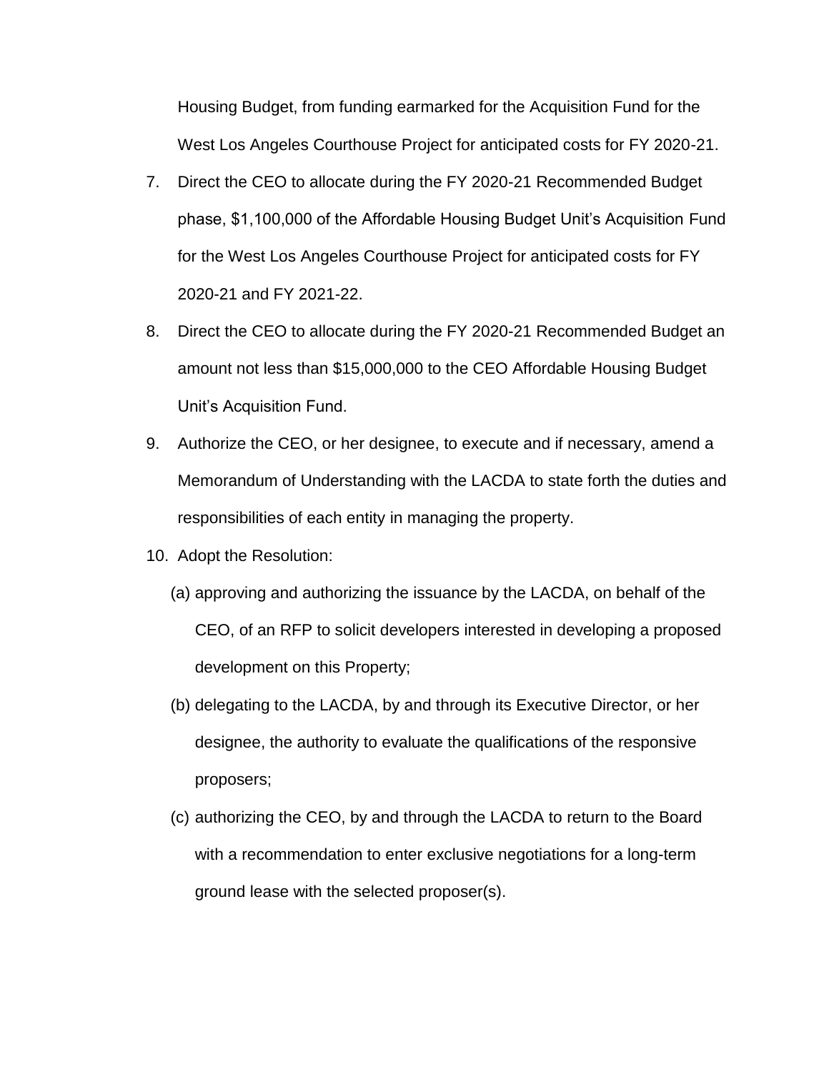Housing Budget, from funding earmarked for the Acquisition Fund for the West Los Angeles Courthouse Project for anticipated costs for FY 2020-21.

7. Direct the CEO to allocate during the FY 2020-21 Recommended Budget phase, $1,100,000 of the Affordable Housing Budget Unit's Acquisition Fund for the West Los Angeles Courthouse Project for anticipated costs for FY 2020-21 and FY 2021-22.

8. Direct the CEO to allocate during the FY 2020-21 Recommended Budget an amount not less than $15,000,000 to the CEO Affordable Housing Budget Unit's Acquisition Fund.

9. Authorize the CEO, or her designee, to execute and if necessary, amend a Memorandum of Understanding with the LACDA to state forth the duties and responsibilities of each entity in managing the property.

10. Adopt the Resolution:

    (a) approving and authorizing the issuance by the LACDA, on behalf of the CEO, of an RFP to solicit developers interested in developing a proposed development on this Property;

    (b) delegating to the LACDA, by and through its Executive Director, or her designee, the authority to evaluate the qualifications of the responsive proposers;

    (c) authorizing the CEO, by and through the LACDA to return to the Board with a recommendation to enter exclusive negotiations for a long-term ground lease with the selected proposer(s).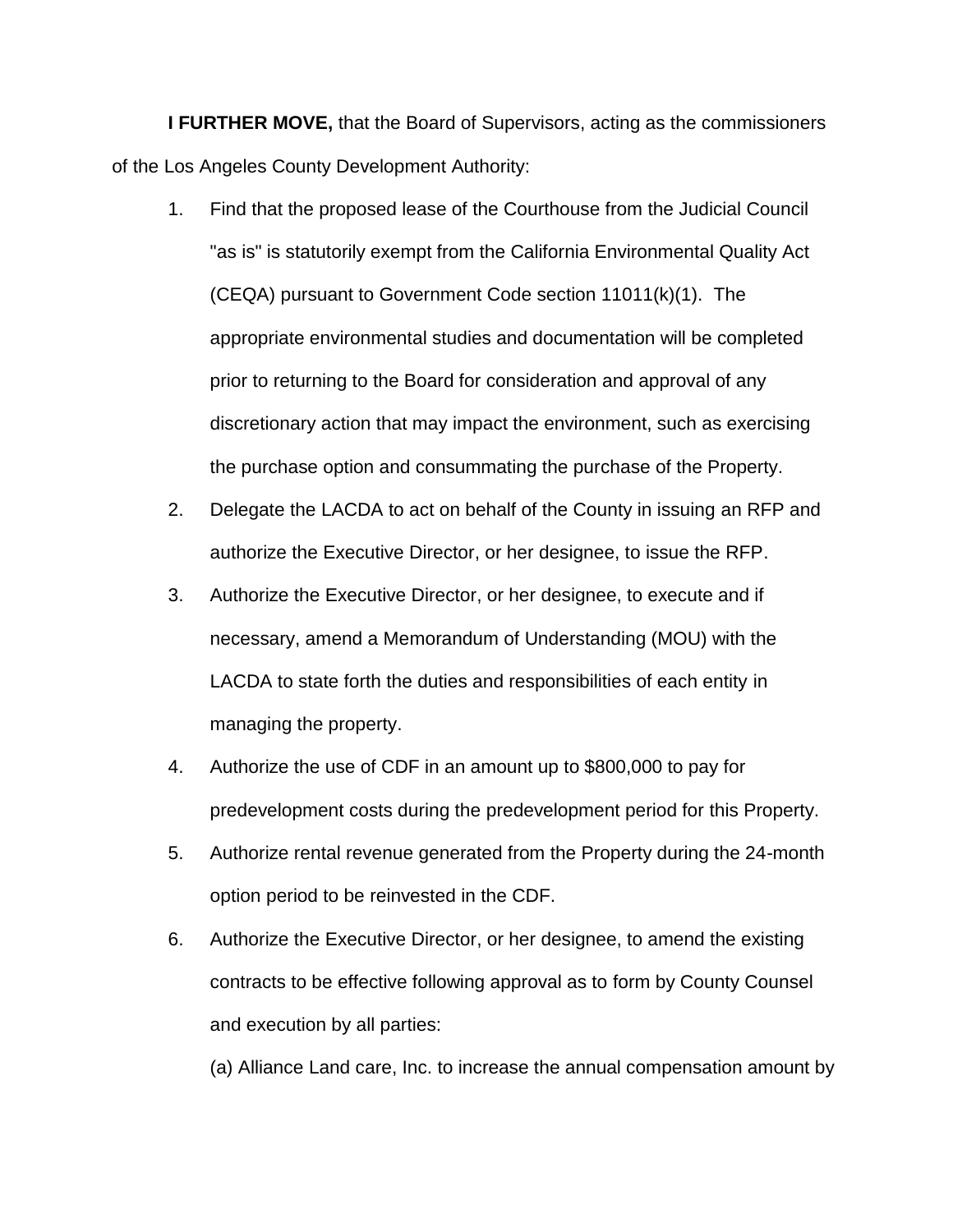**I FURTHER MOVE,** that the Board of Supervisors, acting as the commissioners of the Los Angeles County Development Authority:

1. Find that the proposed lease of the Courthouse from the Judicial Council "as is" is statutorily exempt from the California Environmental Quality Act (CEQA) pursuant to Government Code section 11011(k)(1). The appropriate environmental studies and documentation will be completed prior to returning to the Board for consideration and approval of any discretionary action that may impact the environment, such as exercising the purchase option and consummating the purchase of the Property.
2. Delegate the LACDA to act on behalf of the County in issuing an RFP and authorize the Executive Director, or her designee, to issue the RFP.
3. Authorize the Executive Director, or her designee, to execute and if necessary, amend a Memorandum of Understanding (MOU) with the LACDA to state forth the duties and responsibilities of each entity in managing the property.
4. Authorize the use of CDF in an amount up to $800,000 to pay for predevelopment costs during the predevelopment period for this Property.
5. Authorize rental revenue generated from the Property during the 24-month option period to be reinvested in the CDF.
6. Authorize the Executive Director, or her designee, to amend the existing contracts to be effective following approval as to form by County Counsel and execution by all parties:

   (a) Alliance Land care, Inc. to increase the annual compensation amount by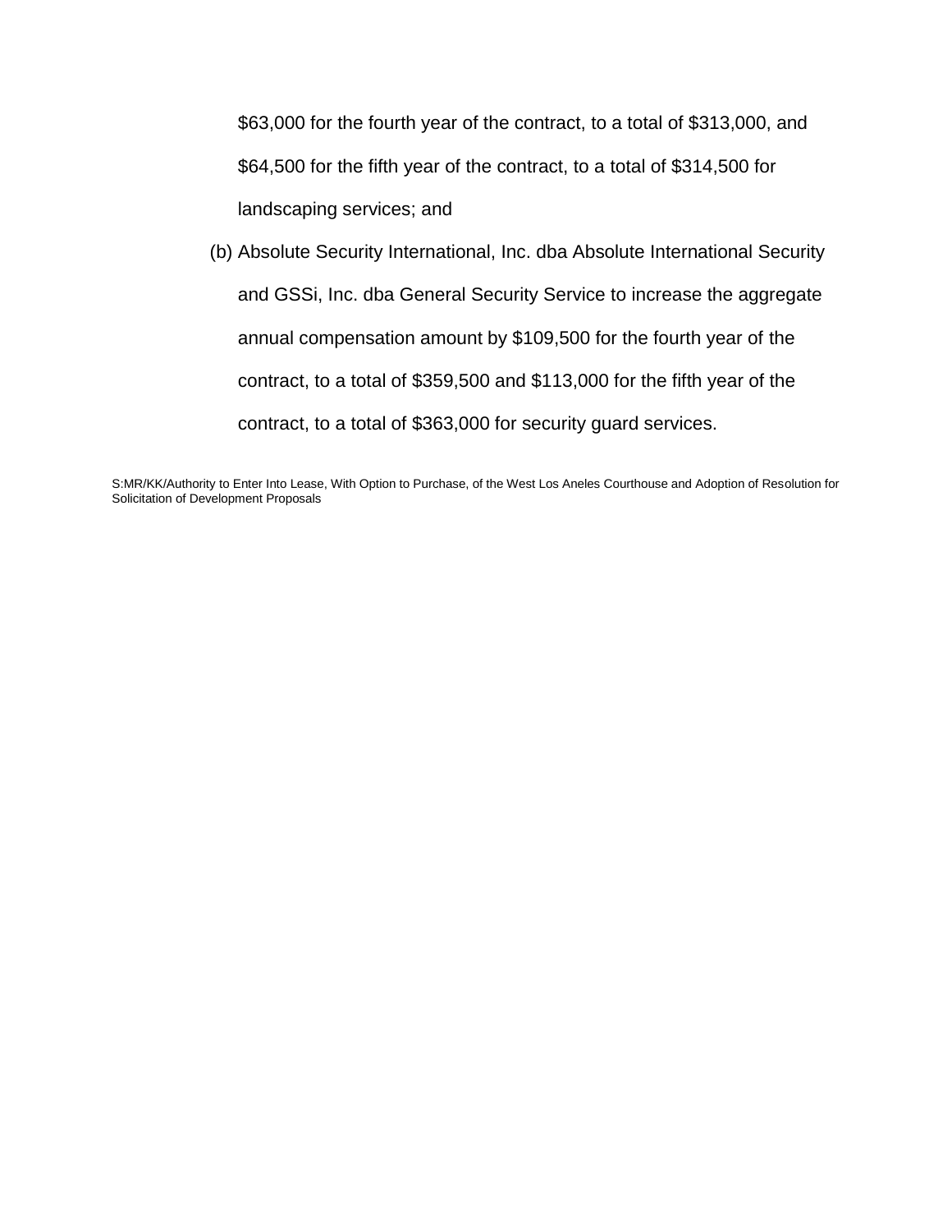$63,000 for the fourth year of the contract, to a total of $313,000, and $64,500 for the fifth year of the contract, to a total of $314,500 for landscaping services; and

(b) Absolute Security International, Inc. dba Absolute International Security and GSSi, Inc. dba General Security Service to increase the aggregate annual compensation amount by $109,500 for the fourth year of the contract, to a total of $359,500 and $113,000 for the fifth year of the contract, to a total of $363,000 for security guard services.

S:MR/KK/Authority to Enter Into Lease, With Option to Purchase, of the West Los Aneles Courthouse and Adoption of Resolution for Solicitation of Development Proposals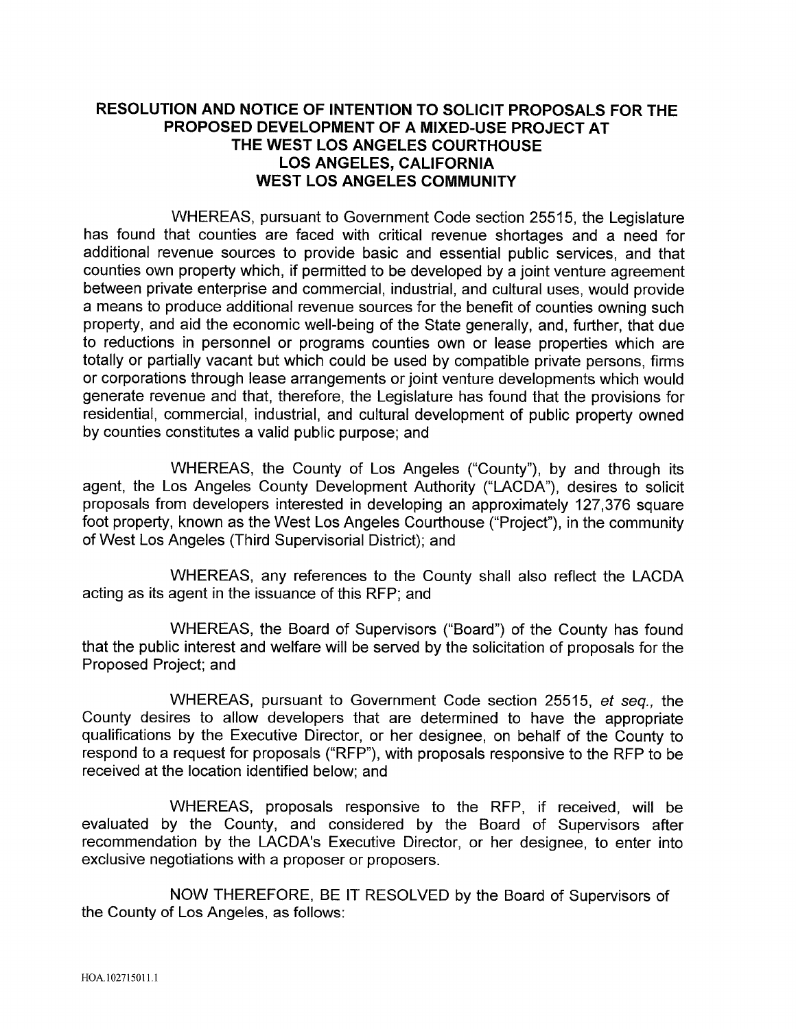**RESOLUTION AND NOTICE OF INTENTION TO SOLICIT PROPOSALS FOR THE PROPOSED DEVELOPMENT OF A MIXED-USE PROJECT AT THE WEST LOS ANGELES COURTHOUSE LOS ANGELES, CALIFORNIA WEST LOS ANGELES COMMUNITY**

WHEREAS, pursuant to Government Code section 25515, the Legislature has found that counties are faced with critical revenue shortages and a need for additional revenue sources to provide basic and essential public services, and that counties own property which, if permitted to be developed by a joint venture agreement between private enterprise and commercial, industrial, and cultural uses, would provide a means to produce additional revenue sources for the benefit of counties owning such property, and aid the economic well-being of the State generally, and, further, that due to reductions in personnel or programs counties own or lease properties which are totally or partially vacant but which could be used by compatible private persons, firms or corporations through lease arrangements or joint venture developments which would generate revenue and that, therefore, the Legislature has found that the provisions for residential, commercial, industrial, and cultural development of public property owned by counties constitutes a valid public purpose; and

WHEREAS, the County of Los Angeles ("County"), by and through its agent, the Los Angeles County Development Authority ("LACDA"), desires to solicit proposals from developers interested in developing an approximately 127,376 square foot property, known as the West Los Angeles Courthouse ("Project"), in the community of West Los Angeles (Third Supervisorial District); and

WHEREAS, any references to the County shall also reflect the LACDA acting as its agent in the issuance of this RFP; and

WHEREAS, the Board of Supervisors ("Board") of the County has found that the public interest and welfare will be served by the solicitation of proposals for the Proposed Project; and

WHEREAS, pursuant to Government Code section 25515, *et seq.,* the County desires to allow developers that are determined to have the appropriate qualifications by the Executive Director, or her designee, on behalf of the County to respond to a request for proposals ("RFP"), with proposals responsive to the RFP to be received at the location identified below; and

WHEREAS, proposals responsive to the RFP, if received, will be evaluated by the County, and considered by the Board of Supervisors after recommendation by the LACDA's Executive Director, or her designee, to enter into exclusive negotiations with a proposer or proposers.

NOW THEREFORE, BE IT RESOLVED by the Board of Supervisors of the County of Los Angeles, as follows:

HOA.102715011.1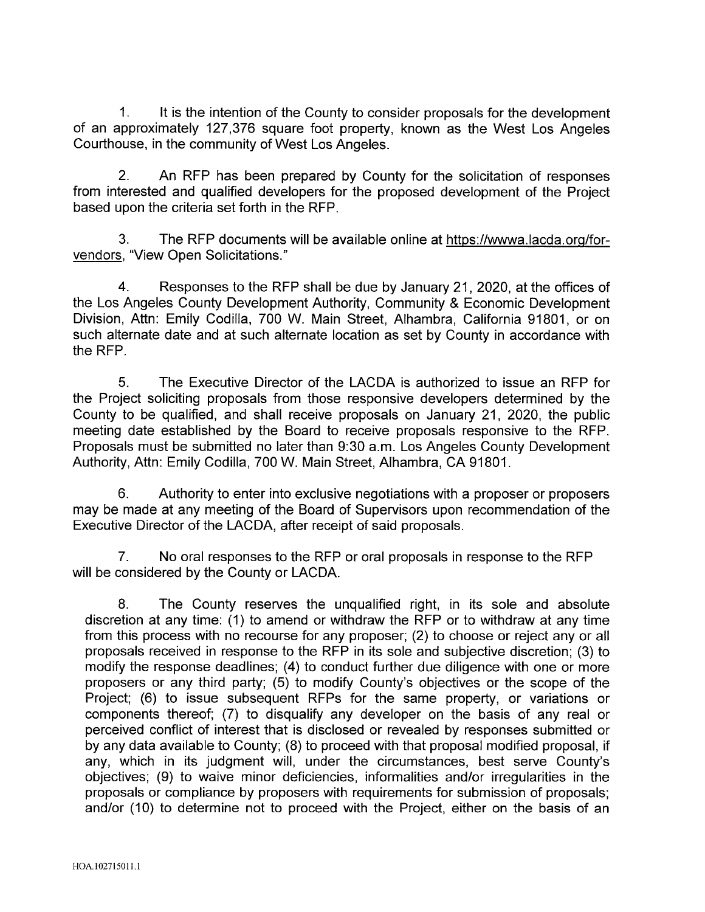1. It is the intention of the County to consider proposals for the development of an approximately 127,376 square foot property, known as the West Los Angeles Courthouse, in the community of West Los Angeles.

2. An RFP has been prepared by County for the solicitation of responses from interested and qualified developers for the proposed development of the Project based upon the criteria set forth in the RFP.

3. The RFP documents will be available online at https://wwwa.lacda.org/for-vendors, "View Open Solicitations."

4. Responses to the RFP shall be due by January 21, 2020, at the offices of the Los Angeles County Development Authority, Community & Economic Development Division, Attn: Emily Codilla, 700 W. Main Street, Alhambra, California 91801, or on such alternate date and at such alternate location as set by County in accordance with the RFP.

5. The Executive Director of the LACDA is authorized to issue an RFP for the Project soliciting proposals from those responsive developers determined by the County to be qualified, and shall receive proposals on January 21, 2020, the public meeting date established by the Board to receive proposals responsive to the RFP. Proposals must be submitted no later than 9:30 a.m. Los Angeles County Development Authority, Attn: Emily Codilla, 700 W. Main Street, Alhambra, CA 91801.

6. Authority to enter into exclusive negotiations with a proposer or proposers may be made at any meeting of the Board of Supervisors upon recommendation of the Executive Director of the LACDA, after receipt of said proposals.

7. No oral responses to the RFP or oral proposals in response to the RFP will be considered by the County or LACDA.

8. The County reserves the unqualified right, in its sole and absolute discretion at any time: (1) to amend or withdraw the RFP or to withdraw at any time from this process with no recourse for any proposer; (2) to choose or reject any or all proposals received in response to the RFP in its sole and subjective discretion; (3) to modify the response deadlines; (4) to conduct further due diligence with one or more proposers or any third party; (5) to modify County's objectives or the scope of the Project; (6) to issue subsequent RFPs for the same property, or variations or components thereof; (7) to disqualify any developer on the basis of any real or perceived conflict of interest that is disclosed or revealed by responses submitted or by any data available to County; (8) to proceed with that proposal modified proposal, if any, which in its judgment will, under the circumstances, best serve County's objectives; (9) to waive minor deficiencies, informalities and/or irregularities in the proposals or compliance by proposers with requirements for submission of proposals; and/or (10) to determine not to proceed with the Project, either on the basis of an

HOA.102715011.1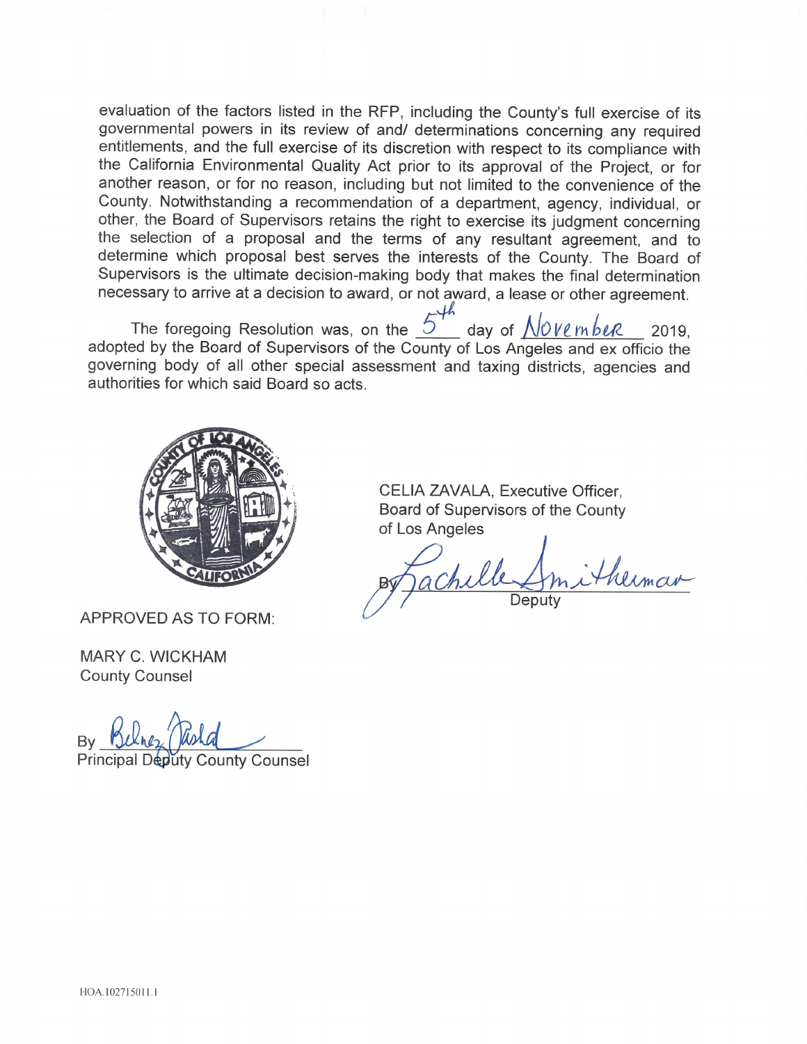evaluation of the factors listed in the RFP, including the County's full exercise of its governmental powers in its review of and/ determinations concerning any required entitlements, and the full exercise of its discretion with respect to its compliance with the California Environmental Quality Act prior to its approval of the Project, or for another reason, or for no reason, including but not limited to the convenience of the County. Notwithstanding a recommendation of a department, agency, individual, or other, the Board of Supervisors retains the right to exercise its judgment concerning the selection of a proposal and the terms of any resultant agreement, and to determine which proposal best serves the interests of the County. The Board of Supervisors is the ultimate decision-making body that makes the final determination necessary to arrive at a decision to award, or not award, a lease or other agreement.

The foregoing Resolution was, on the 5th day of November 2019, adopted by the Board of Supervisors of the County of Los Angeles and ex officio the governing body of all other special assessment and taxing districts, agencies and authorities for which said Board so acts.

CELIA ZAVALA, Executive Officer,
Board of Supervisors of the County
of Los Angeles

By Rachelle Smitherman
Deputy

APPROVED AS TO FORM:

MARY C. WICKHAM
County Counsel

By _______________
Principal Deputy County Counsel

HOA.102715011.1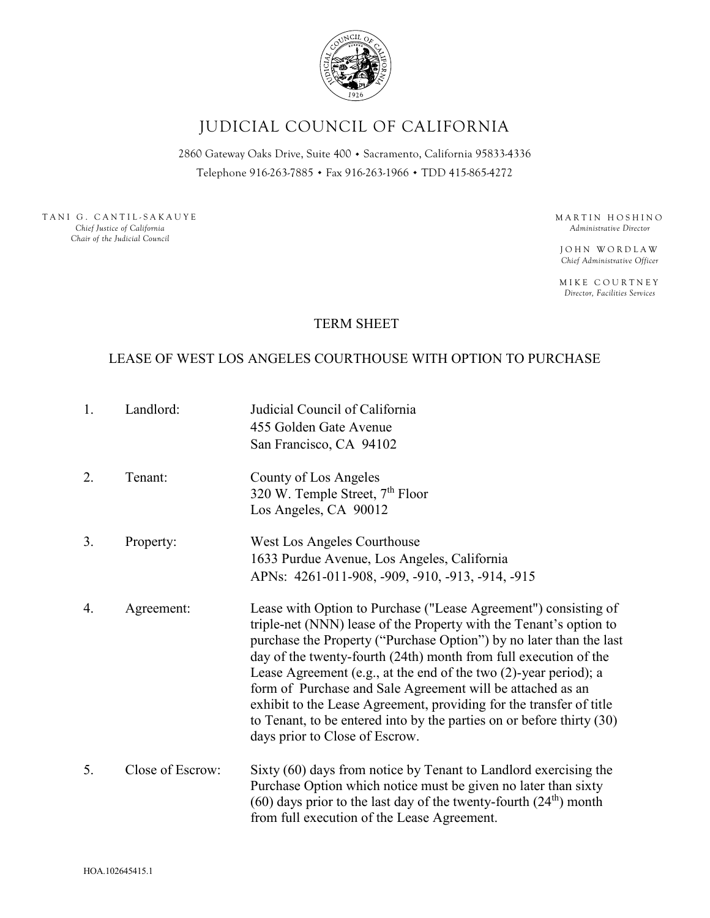# JUDICIAL COUNCIL OF CALIFORNIA

2860 Gateway Oaks Drive, Suite 400 • Sacramento, California 95833-4336
Telephone 916-263-7885 • Fax 916-263-1966 • TDD 415-865-4272

TANI G. CANTIL-SAKAUYE
*Chief Justice of California*
*Chair of the Judicial Council*

MARTIN HOSHINO
*Administrative Director*

JOHN WORDLAW
*Chief Administrative Officer*

MIKE COURTNEY
*Director, Facilities Services*

## TERM SHEET

## LEASE OF WEST LOS ANGELES COURTHOUSE WITH OPTION TO PURCHASE

1. Landlord: Judicial Council of California
455 Golden Gate Avenue
San Francisco, CA 94102

2. Tenant: County of Los Angeles
320 W. Temple Street, 7th Floor
Los Angeles, CA 90012

3. Property: West Los Angeles Courthouse
1633 Purdue Avenue, Los Angeles, California
APNs: 4261-011-908, -909, -910, -913, -914, -915

4. Agreement: Lease with Option to Purchase ("Lease Agreement") consisting of triple-net (NNN) lease of the Property with the Tenant's option to purchase the Property ("Purchase Option") by no later than the last day of the twenty-fourth (24th) month from full execution of the Lease Agreement (e.g., at the end of the two (2)-year period); a form of Purchase and Sale Agreement will be attached as an exhibit to the Lease Agreement, providing for the transfer of title to Tenant, to be entered into by the parties on or before thirty (30) days prior to Close of Escrow.

5. Close of Escrow: Sixty (60) days from notice by Tenant to Landlord exercising the Purchase Option which notice must be given no later than sixty (60) days prior to the last day of the twenty-fourth (24th) month from full execution of the Lease Agreement.

HOA.102645415.1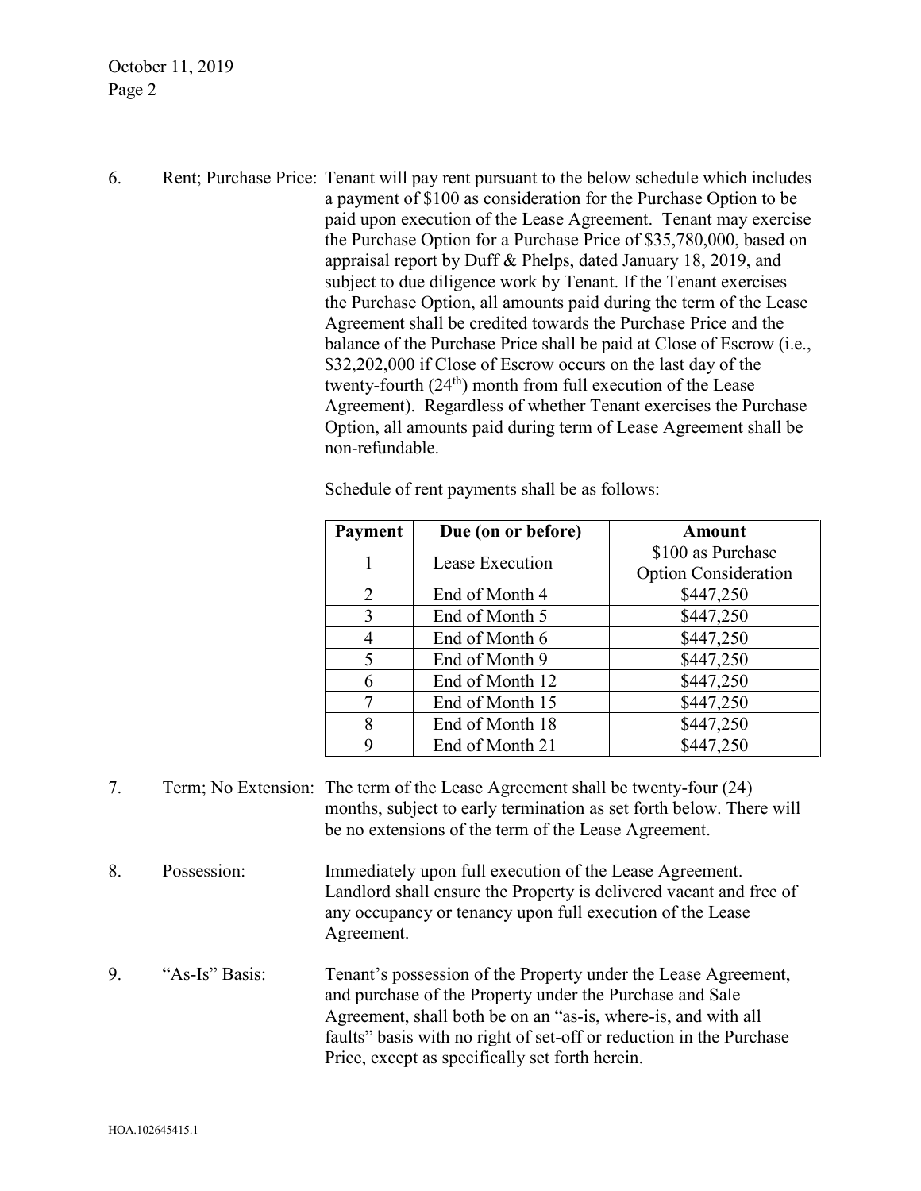6. Rent; Purchase Price: Tenant will pay rent pursuant to the below schedule which includes a payment of $100 as consideration for the Purchase Option to be paid upon execution of the Lease Agreement. Tenant may exercise the Purchase Option for a Purchase Price of $35,780,000, based on appraisal report by Duff & Phelps, dated January 18, 2019, and subject to due diligence work by Tenant. If the Tenant exercises the Purchase Option, all amounts paid during the term of the Lease Agreement shall be credited towards the Purchase Price and the balance of the Purchase Price shall be paid at Close of Escrow (i.e., $32,202,000 if Close of Escrow occurs on the last day of the twenty-fourth (24th) month from full execution of the Lease Agreement). Regardless of whether Tenant exercises the Purchase Option, all amounts paid during term of Lease Agreement shall be non-refundable.

   Schedule of rent payments shall be as follows:

| Payment | Due (on or before) | Amount |
|---|---|---|
| 1 | Lease Execution | $100 as Purchase Option Consideration |
| 2 | End of Month 4 | $447,250 |
| 3 | End of Month 5 | $447,250 |
| 4 | End of Month 6 | $447,250 |
| 5 | End of Month 9 | $447,250 |
| 6 | End of Month 12 | $447,250 |
| 7 | End of Month 15 | $447,250 |
| 8 | End of Month 18 | $447,250 |
| 9 | End of Month 21 | $447,250 |

7. Term; No Extension: The term of the Lease Agreement shall be twenty-four (24) months, subject to early termination as set forth below. There will be no extensions of the term of the Lease Agreement.

8. Possession: Immediately upon full execution of the Lease Agreement. Landlord shall ensure the Property is delivered vacant and free of any occupancy or tenancy upon full execution of the Lease Agreement.

9. "As-Is" Basis: Tenant's possession of the Property under the Lease Agreement, and purchase of the Property under the Purchase and Sale Agreement, shall both be on an "as-is, where-is, and with all faults" basis with no right of set-off or reduction in the Purchase Price, except as specifically set forth herein.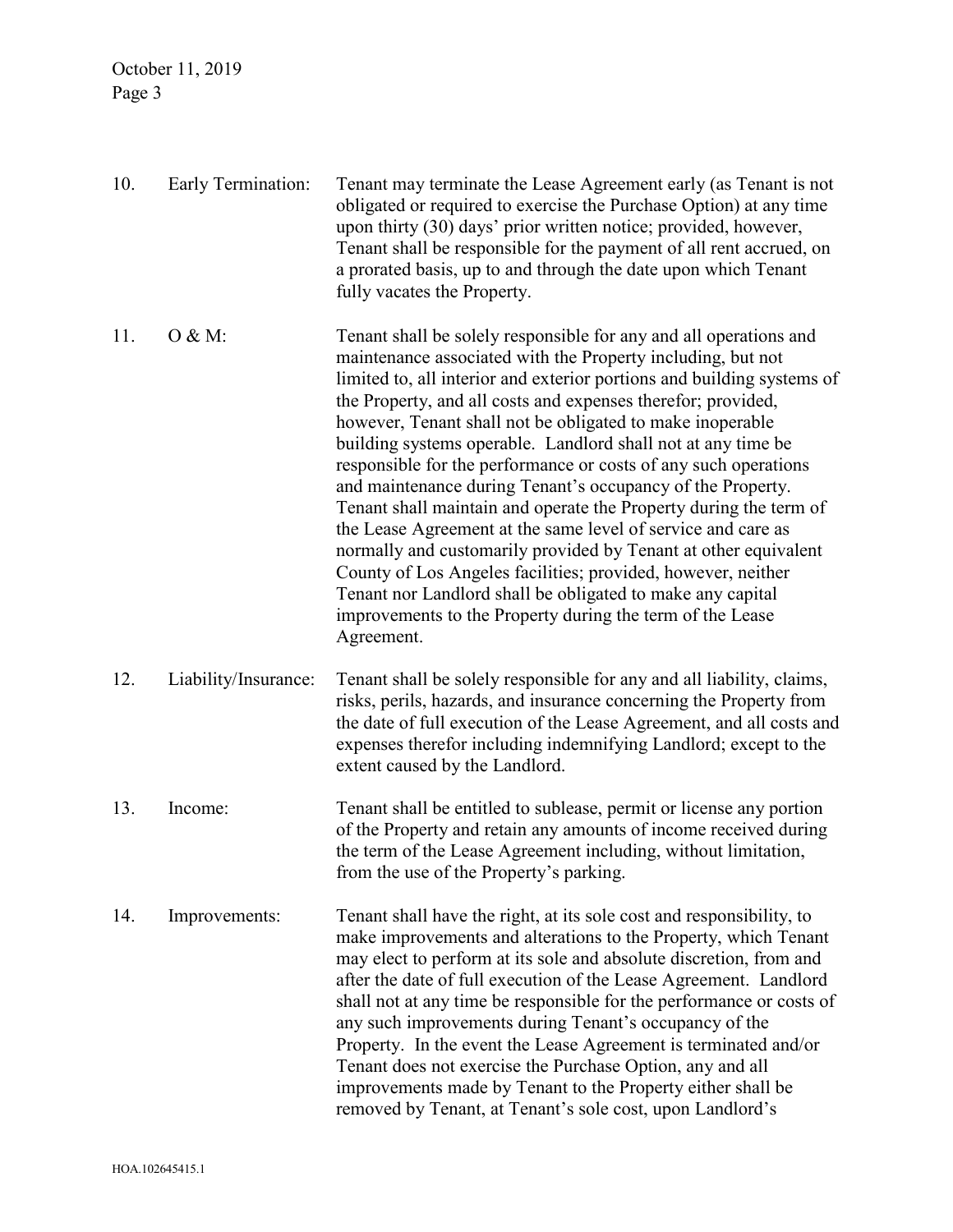10. Early Termination: Tenant may terminate the Lease Agreement early (as Tenant is not obligated or required to exercise the Purchase Option) at any time upon thirty (30) days' prior written notice; provided, however, Tenant shall be responsible for the payment of all rent accrued, on a prorated basis, up to and through the date upon which Tenant fully vacates the Property.

11. O & M: Tenant shall be solely responsible for any and all operations and maintenance associated with the Property including, but not limited to, all interior and exterior portions and building systems of the Property, and all costs and expenses therefor; provided, however, Tenant shall not be obligated to make inoperable building systems operable. Landlord shall not at any time be responsible for the performance or costs of any such operations and maintenance during Tenant's occupancy of the Property. Tenant shall maintain and operate the Property during the term of the Lease Agreement at the same level of service and care as normally and customarily provided by Tenant at other equivalent County of Los Angeles facilities; provided, however, neither Tenant nor Landlord shall be obligated to make any capital improvements to the Property during the term of the Lease Agreement.

12. Liability/Insurance: Tenant shall be solely responsible for any and all liability, claims, risks, perils, hazards, and insurance concerning the Property from the date of full execution of the Lease Agreement, and all costs and expenses therefor including indemnifying Landlord; except to the extent caused by the Landlord.

13. Income: Tenant shall be entitled to sublease, permit or license any portion of the Property and retain any amounts of income received during the term of the Lease Agreement including, without limitation, from the use of the Property's parking.

14. Improvements: Tenant shall have the right, at its sole cost and responsibility, to make improvements and alterations to the Property, which Tenant may elect to perform at its sole and absolute discretion, from and after the date of full execution of the Lease Agreement. Landlord shall not at any time be responsible for the performance or costs of any such improvements during Tenant's occupancy of the Property. In the event the Lease Agreement is terminated and/or Tenant does not exercise the Purchase Option, any and all improvements made by Tenant to the Property either shall be removed by Tenant, at Tenant's sole cost, upon Landlord's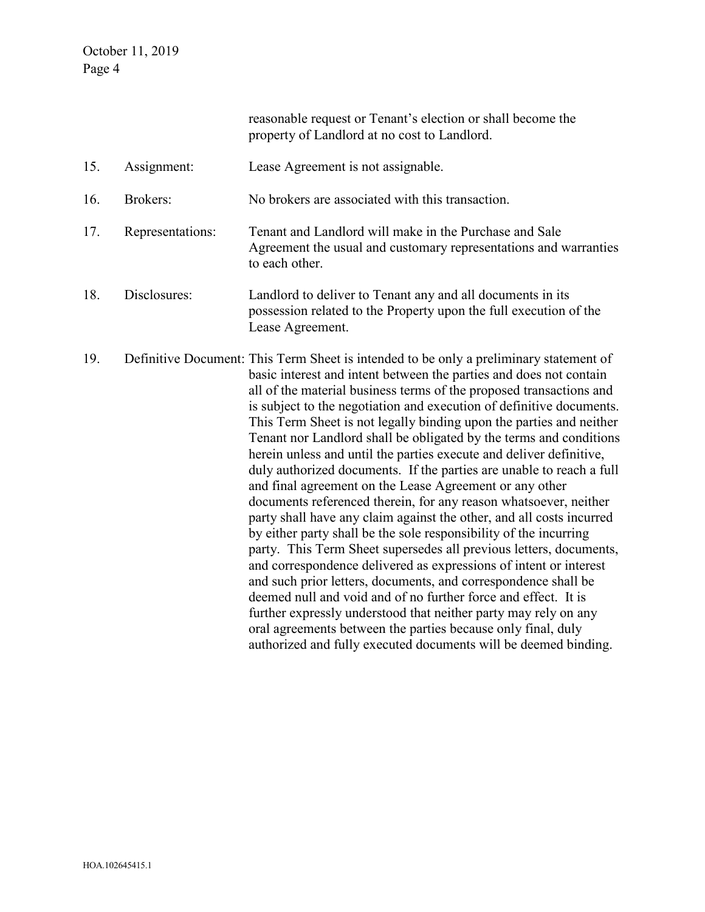reasonable request or Tenant's election or shall become the property of Landlord at no cost to Landlord.

| | | |
|---|---|---|
| 15. | Assignment: | Lease Agreement is not assignable. |
| 16. | Brokers: | No brokers are associated with this transaction. |
| 17. | Representations: | Tenant and Landlord will make in the Purchase and Sale Agreement the usual and customary representations and warranties to each other. |
| 18. | Disclosures: | Landlord to deliver to Tenant any and all documents in its possession related to the Property upon the full execution of the Lease Agreement. |
| 19. | Definitive Document: | This Term Sheet is intended to be only a preliminary statement of basic interest and intent between the parties and does not contain all of the material business terms of the proposed transactions and is subject to the negotiation and execution of definitive documents. This Term Sheet is not legally binding upon the parties and neither Tenant nor Landlord shall be obligated by the terms and conditions herein unless and until the parties execute and deliver definitive, duly authorized documents. If the parties are unable to reach a full and final agreement on the Lease Agreement or any other documents referenced therein, for any reason whatsoever, neither party shall have any claim against the other, and all costs incurred by either party shall be the sole responsibility of the incurring party. This Term Sheet supersedes all previous letters, documents, and correspondence delivered as expressions of intent or interest and such prior letters, documents, and correspondence shall be deemed null and void and of no further force and effect. It is further expressly understood that neither party may rely on any oral agreements between the parties because only final, duly authorized and fully executed documents will be deemed binding. |

HOA.102645415.1